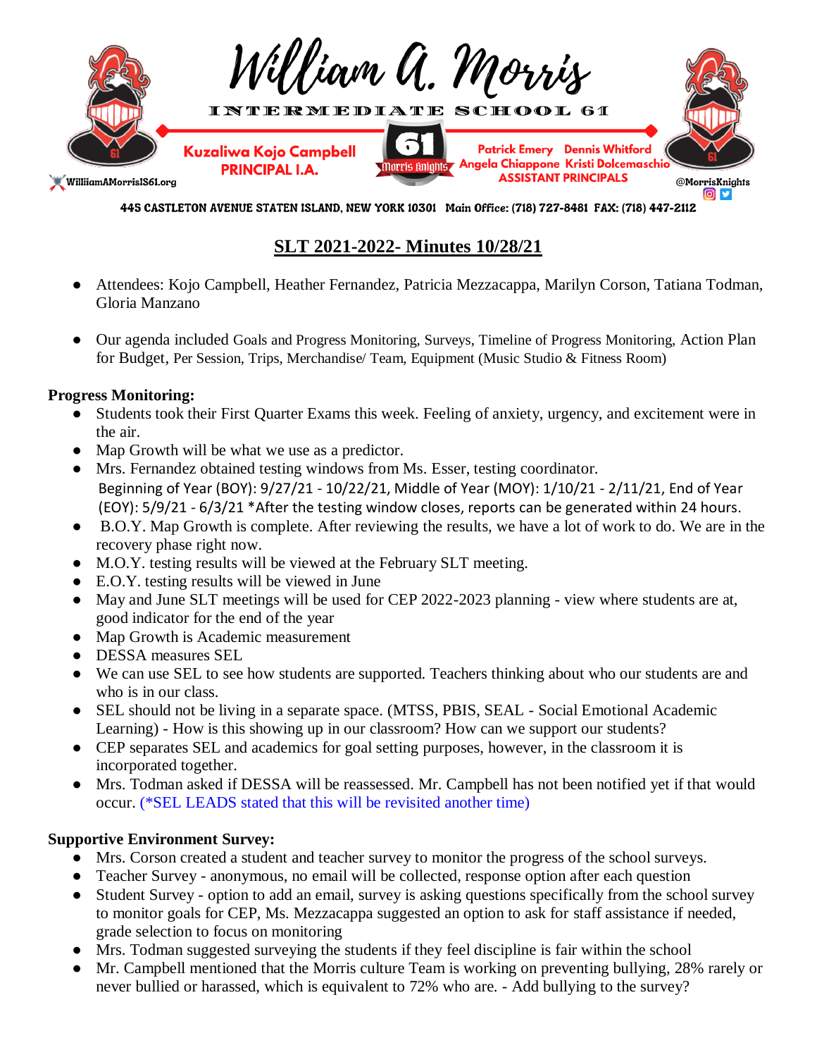# William A. Morris

INTERMEDIATE SCHOOL 61

**Kuzaliwa Kojo Campbell**
**PRINCIPAL I.A.**

**Patrick Emery Dennis Whitford**
**Angela Chiappone Kristi Dolcemaschio**
**ASSISTANT PRINCIPALS**

WilliamAMorrisIS61.org

@MorrisKnights

445 CASTLETON AVENUE STATEN ISLAND, NEW YORK 10301 Main Office: (718) 727-8481 FAX: (718) 447-2112

## SLT 2021-2022- Minutes 10/28/21

- Attendees: Kojo Campbell, Heather Fernandez, Patricia Mezzacappa, Marilyn Corson, Tatiana Todman, Gloria Manzano
- Our agenda included Goals and Progress Monitoring, Surveys, Timeline of Progress Monitoring, Action Plan for Budget, Per Session, Trips, Merchandise/ Team, Equipment (Music Studio & Fitness Room)

**Progress Monitoring:**

- Students took their First Quarter Exams this week. Feeling of anxiety, urgency, and excitement were in the air.
- Map Growth will be what we use as a predictor.
- Mrs. Fernandez obtained testing windows from Ms. Esser, testing coordinator.
  Beginning of Year (BOY): 9/27/21 - 10/22/21, Middle of Year (MOY): 1/10/21 - 2/11/21, End of Year (EOY): 5/9/21 - 6/3/21 *After the testing window closes, reports can be generated within 24 hours.
- B.O.Y. Map Growth is complete. After reviewing the results, we have a lot of work to do. We are in the recovery phase right now.
- M.O.Y. testing results will be viewed at the February SLT meeting.
- E.O.Y. testing results will be viewed in June
- May and June SLT meetings will be used for CEP 2022-2023 planning - view where students are at, good indicator for the end of the year
- Map Growth is Academic measurement
- DESSA measures SEL
- We can use SEL to see how students are supported. Teachers thinking about who our students are and who is in our class.
- SEL should not be living in a separate space. (MTSS, PBIS, SEAL - Social Emotional Academic Learning) - How is this showing up in our classroom? How can we support our students?
- CEP separates SEL and academics for goal setting purposes, however, in the classroom it is incorporated together.
- Mrs. Todman asked if DESSA will be reassessed. Mr. Campbell has not been notified yet if that would occur. (*SEL LEADS stated that this will be revisited another time)

**Supportive Environment Survey:**

- Mrs. Corson created a student and teacher survey to monitor the progress of the school surveys.
- Teacher Survey - anonymous, no email will be collected, response option after each question
- Student Survey - option to add an email, survey is asking questions specifically from the school survey to monitor goals for CEP, Ms. Mezzacappa suggested an option to ask for staff assistance if needed, grade selection to focus on monitoring
- Mrs. Todman suggested surveying the students if they feel discipline is fair within the school
- Mr. Campbell mentioned that the Morris culture Team is working on preventing bullying, 28% rarely or never bullied or harassed, which is equivalent to 72% who are. - Add bullying to the survey?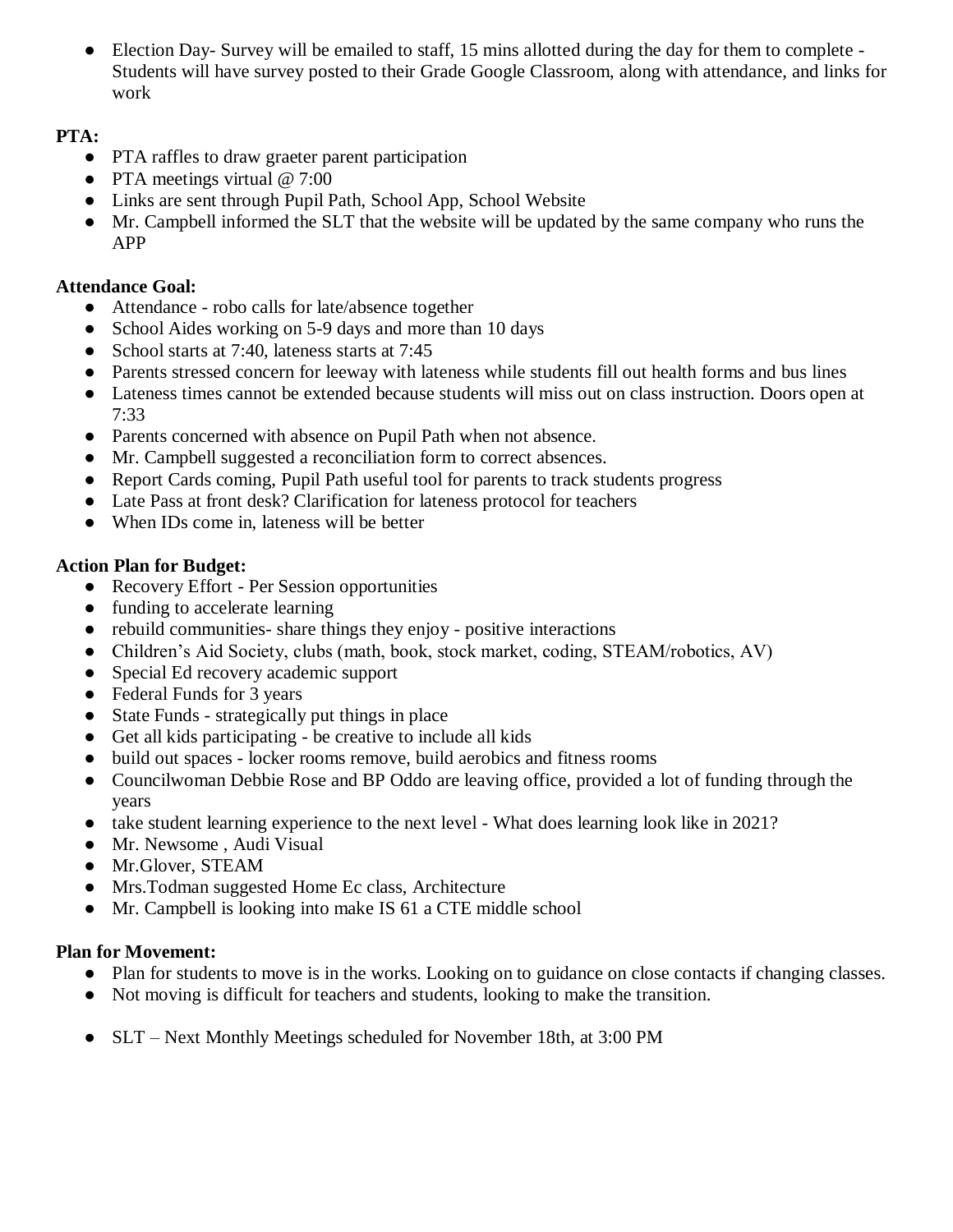- Election Day- Survey will be emailed to staff, 15 mins allotted during the day for them to complete - Students will have survey posted to their Grade Google Classroom, along with attendance, and links for work

**PTA:**

- PTA raffles to draw graeter parent participation
- PTA meetings virtual @ 7:00
- Links are sent through Pupil Path, School App, School Website
- Mr. Campbell informed the SLT that the website will be updated by the same company who runs the APP

**Attendance Goal:**

- Attendance - robo calls for late/absence together
- School Aides working on 5-9 days and more than 10 days
- School starts at 7:40, lateness starts at 7:45
- Parents stressed concern for leeway with lateness while students fill out health forms and bus lines
- Lateness times cannot be extended because students will miss out on class instruction. Doors open at 7:33
- Parents concerned with absence on Pupil Path when not absence.
- Mr. Campbell suggested a reconciliation form to correct absences.
- Report Cards coming, Pupil Path useful tool for parents to track students progress
- Late Pass at front desk? Clarification for lateness protocol for teachers
- When IDs come in, lateness will be better

**Action Plan for Budget:**

- Recovery Effort - Per Session opportunities
- funding to accelerate learning
- rebuild communities- share things they enjoy - positive interactions
- Children's Aid Society, clubs (math, book, stock market, coding, STEAM/robotics, AV)
- Special Ed recovery academic support
- Federal Funds for 3 years
- State Funds - strategically put things in place
- Get all kids participating - be creative to include all kids
- build out spaces - locker rooms remove, build aerobics and fitness rooms
- Councilwoman Debbie Rose and BP Oddo are leaving office, provided a lot of funding through the years
- take student learning experience to the next level - What does learning look like in 2021?
- Mr. Newsome , Audi Visual
- Mr.Glover, STEAM
- Mrs.Todman suggested Home Ec class, Architecture
- Mr. Campbell is looking into make IS 61 a CTE middle school

**Plan for Movement:**

- Plan for students to move is in the works. Looking on to guidance on close contacts if changing classes.
- Not moving is difficult for teachers and students, looking to make the transition.

- SLT – Next Monthly Meetings scheduled for November 18th, at 3:00 PM